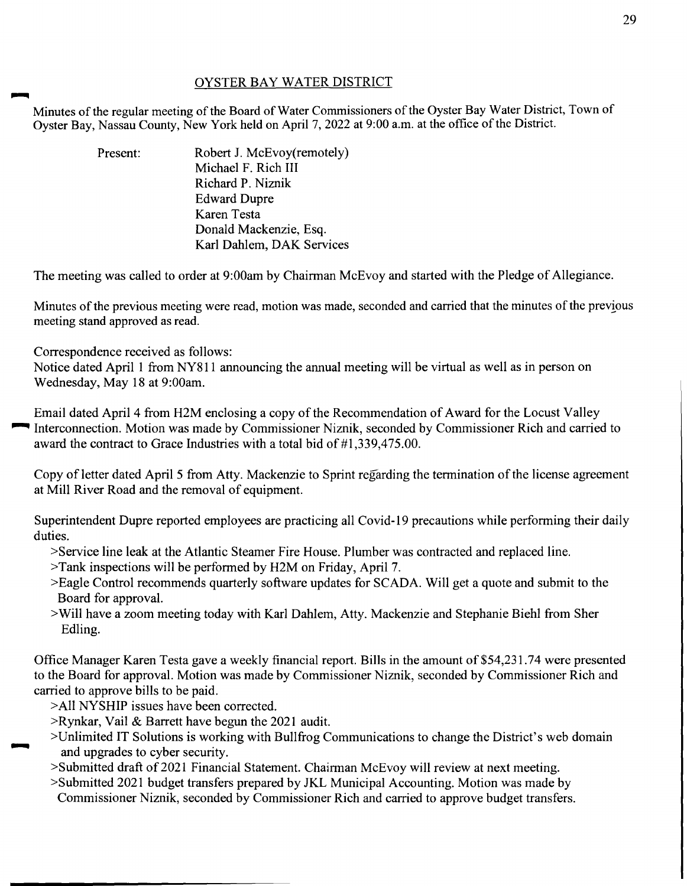# OYSTER BAY WATER DISTRICT

Minutes of the regular meeting of the Board of Water Commissioners of the Oyster Bay Water District, Town of Oyster Bay, Nassau County, New York held on April 7, 2022 at 9:00 a.m. at the office of the District.

Present:
- Robert J. McEvoy(remotely)
- Michael F. Rich III
- Richard P. Niznik
- Edward Dupre
- Karen Testa
- Donald Mackenzie, Esq.
- Karl Dahlem, DAK Services

The meeting was called to order at 9:00am by Chairman McEvoy and started with the Pledge of Allegiance.

Minutes of the previous meeting were read, motion was made, seconded and carried that the minutes of the previous meeting stand approved as read.

Correspondence received as follows:
Notice dated April 1 from NY811 announcing the annual meeting will be virtual as well as in person on Wednesday, May 18 at 9:00am.

Email dated April 4 from H2M enclosing a copy of the Recommendation of Award for the Locust Valley Interconnection. Motion was made by Commissioner Niznik, seconded by Commissioner Rich and carried to award the contract to Grace Industries with a total bid of #1,339,475.00.

Copy of letter dated April 5 from Atty. Mackenzie to Sprint regarding the termination of the license agreement at Mill River Road and the removal of equipment.

Superintendent Dupre reported employees are practicing all Covid-19 precautions while performing their daily duties.

>Service line leak at the Atlantic Steamer Fire House. Plumber was contracted and replaced line.
>Tank inspections will be performed by H2M on Friday, April 7.
>Eagle Control recommends quarterly software updates for SCADA. Will get a quote and submit to the Board for approval.
>Will have a zoom meeting today with Karl Dahlem, Atty. Mackenzie and Stephanie Biehl from Sher Edling.

Office Manager Karen Testa gave a weekly financial report. Bills in the amount of $54,231.74 were presented to the Board for approval. Motion was made by Commissioner Niznik, seconded by Commissioner Rich and carried to approve bills to be paid.

>All NYSHIP issues have been corrected.
>Rynkar, Vail & Barrett have begun the 2021 audit.
>Unlimited IT Solutions is working with Bullfrog Communications to change the District's web domain and upgrades to cyber security.
>Submitted draft of 2021 Financial Statement. Chairman McEvoy will review at next meeting.
>Submitted 2021 budget transfers prepared by JKL Municipal Accounting. Motion was made by Commissioner Niznik, seconded by Commissioner Rich and carried to approve budget transfers.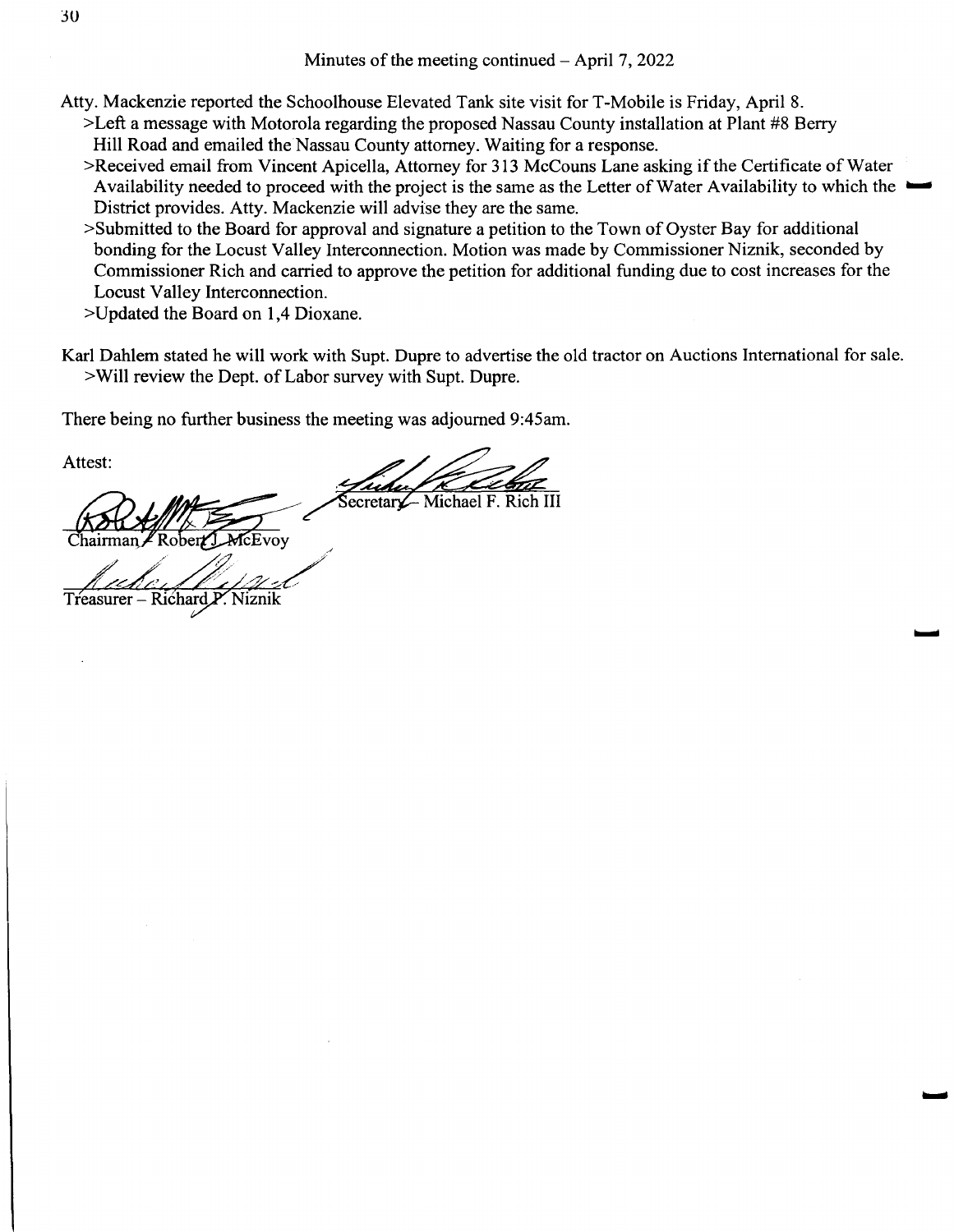Minutes of the meeting continued – April 7, 2022

Atty. Mackenzie reported the Schoolhouse Elevated Tank site visit for T-Mobile is Friday, April 8.
>Left a message with Motorola regarding the proposed Nassau County installation at Plant #8 Berry Hill Road and emailed the Nassau County attorney. Waiting for a response.
>Received email from Vincent Apicella, Attorney for 313 McCouns Lane asking if the Certificate of Water Availability needed to proceed with the project is the same as the Letter of Water Availability to which the District provides. Atty. Mackenzie will advise they are the same.
>Submitted to the Board for approval and signature a petition to the Town of Oyster Bay for additional bonding for the Locust Valley Interconnection. Motion was made by Commissioner Niznik, seconded by Commissioner Rich and carried to approve the petition for additional funding due to cost increases for the Locust Valley Interconnection.
>Updated the Board on 1,4 Dioxane.

Karl Dahlem stated he will work with Supt. Dupre to advertise the old tractor on Auctions International for sale.
>Will review the Dept. of Labor survey with Supt. Dupre.

There being no further business the meeting was adjourned 9:45am.

Attest:

Secretary – Michael F. Rich III

Chairman – Robert J. McEvoy

Treasurer – Richard P. Niznik